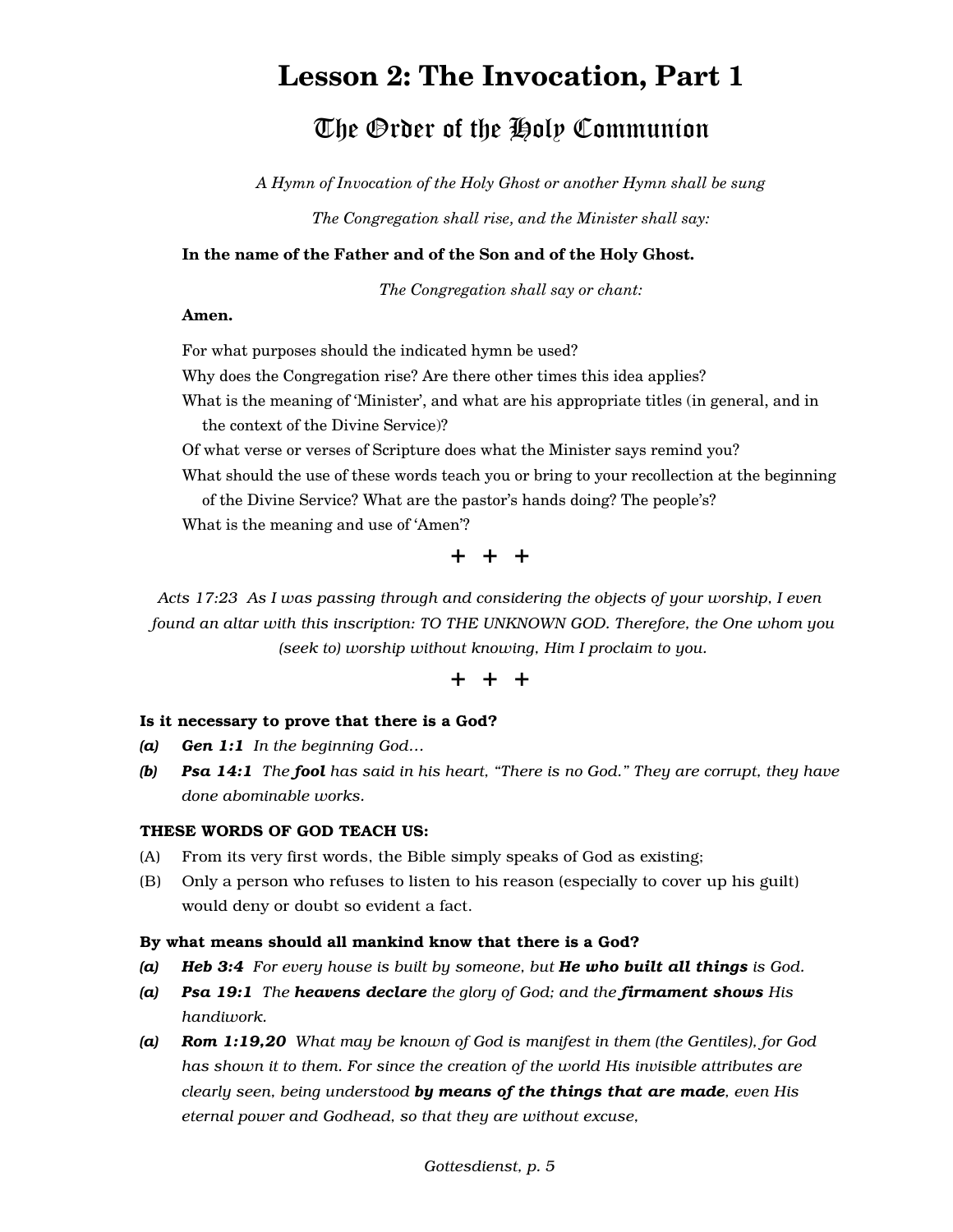# Lesson 2: The Invocation, Part 1

## The Order of the Holy Communion

*A Hymn of Invocation of the Holy Ghost or another Hymn shall be sung*

*The Congregation shall rise, and the Minister shall say:*

**In the name of the Father and of the Son and of the Holy Ghost.**

*The Congregation shall say or chant:*

**Amen.**

For what purposes should the indicated hymn be used?

Why does the Congregation rise? Are there other times this idea applies?

What is the meaning of 'Minister', and what are his appropriate titles (in general, and in the context of the Divine Service)?

Of what verse or verses of Scripture does what the Minister says remind you?

What should the use of these words teach you or bring to your recollection at the beginning of the Divine Service? What are the pastor's hands doing? The people's?

What is the meaning and use of 'Amen'?

**+ + +**

*Acts 17:23 As I was passing through and considering the objects of your worship, I even found an altar with this inscription: TO THE UNKNOWN GOD. Therefore, the One whom you (seek to) worship without knowing, Him I proclaim to you.*

**+ + +**

**Is it necessary to prove that there is a God?**

*(a)* ***Gen 1:1*** *In the beginning God…*

*(b)* ***Psa 14:1*** *The **fool** has said in his heart, "There is no God." They are corrupt, they have done abominable works.*

**THESE WORDS OF GOD TEACH US:**

(A) From its very first words, the Bible simply speaks of God as existing;

(B) Only a person who refuses to listen to his reason (especially to cover up his guilt) would deny or doubt so evident a fact.

**By what means should all mankind know that there is a God?**

*(a)* ***Heb 3:4*** *For every house is built by someone, but **He who built all things** is God.*

*(a)* ***Psa 19:1*** *The **heavens declare** the glory of God; and the **firmament shows** His handiwork.*

*(a)* ***Rom 1:19,20*** *What may be known of God is manifest in them (the Gentiles), for God has shown it to them. For since the creation of the world His invisible attributes are clearly seen, being understood **by means of the things that are made**, even His eternal power and Godhead, so that they are without excuse,*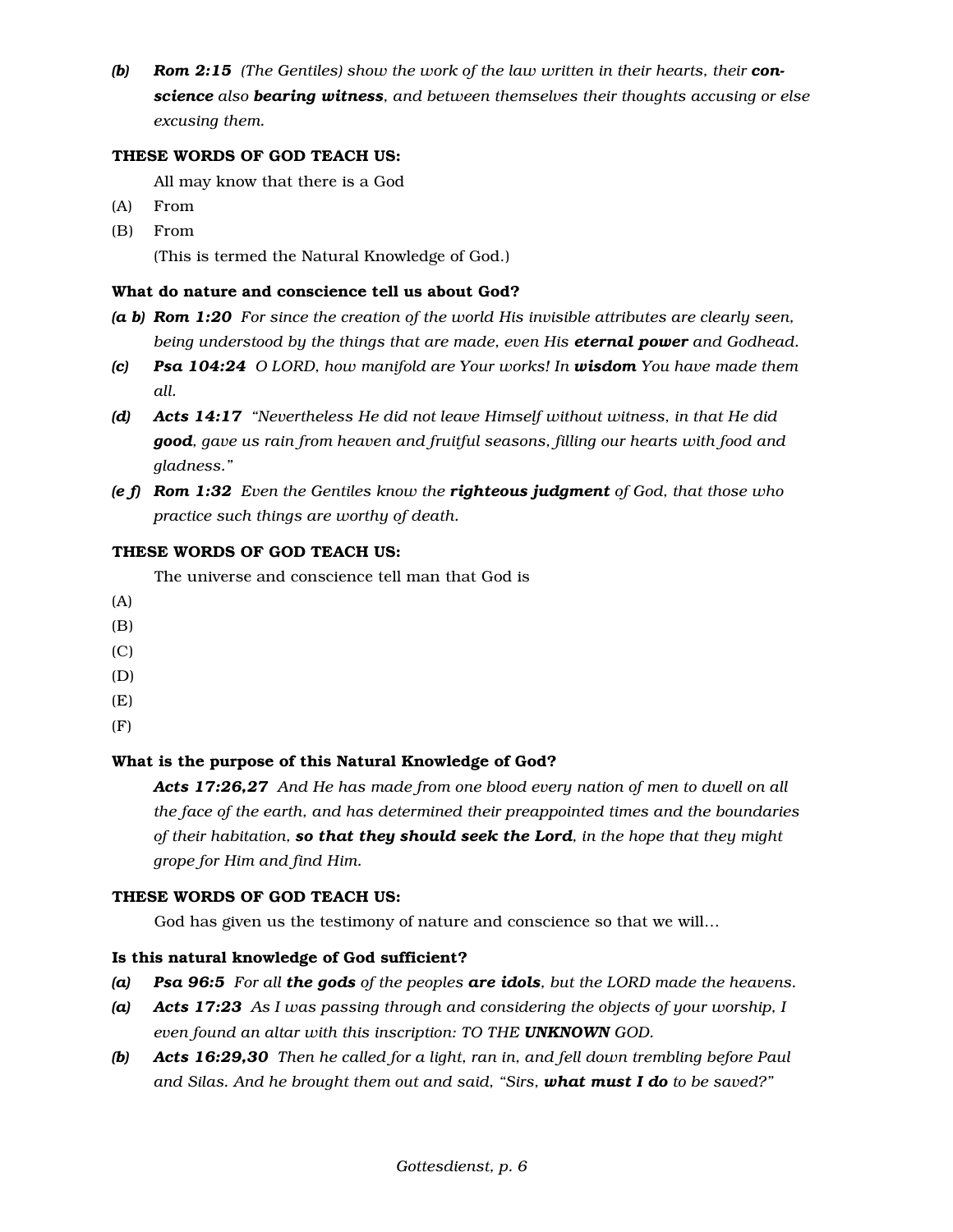***(b)*** ***Rom 2:15*** *(The Gentiles) show the work of the law written in their hearts, their* ***conscience*** *also* ***bearing witness****, and between themselves their thoughts accusing or else excusing them.*

**THESE WORDS OF GOD TEACH US:**

All may know that there is a God

(A) From

(B) From

(This is termed the Natural Knowledge of God.)

**What do nature and conscience tell us about God?**

***(a b)*** ***Rom 1:20*** *For since the creation of the world His invisible attributes are clearly seen, being understood by the things that are made, even His* ***eternal power*** *and Godhead.*

***(c)*** ***Psa 104:24*** *O LORD, how manifold are Your works! In* ***wisdom*** *You have made them all.*

***(d)*** ***Acts 14:17*** *"Nevertheless He did not leave Himself without witness, in that He did* ***good****, gave us rain from heaven and fruitful seasons, filling our hearts with food and gladness."*

***(e f)*** ***Rom 1:32*** *Even the Gentiles know the* ***righteous judgment*** *of God, that those who practice such things are worthy of death.*

**THESE WORDS OF GOD TEACH US:**

The universe and conscience tell man that God is

(A)

(B)

(C)

(D)

(E)

(F)

**What is the purpose of this Natural Knowledge of God?**

***Acts 17:26,27*** *And He has made from one blood every nation of men to dwell on all the face of the earth, and has determined their preappointed times and the boundaries of their habitation,* ***so that they should seek the Lord****, in the hope that they might grope for Him and find Him.*

**THESE WORDS OF GOD TEACH US:**

God has given us the testimony of nature and conscience so that we will…

**Is this natural knowledge of God sufficient?**

***(a)*** ***Psa 96:5*** *For all* ***the gods*** *of the peoples* ***are idols****, but the LORD made the heavens.*

***(a)*** ***Acts 17:23*** *As I was passing through and considering the objects of your worship, I even found an altar with this inscription: TO THE* ***UNKNOWN*** *GOD.*

***(b)*** ***Acts 16:29,30*** *Then he called for a light, ran in, and fell down trembling before Paul and Silas. And he brought them out and said, "Sirs,* ***what must I do*** *to be saved?"*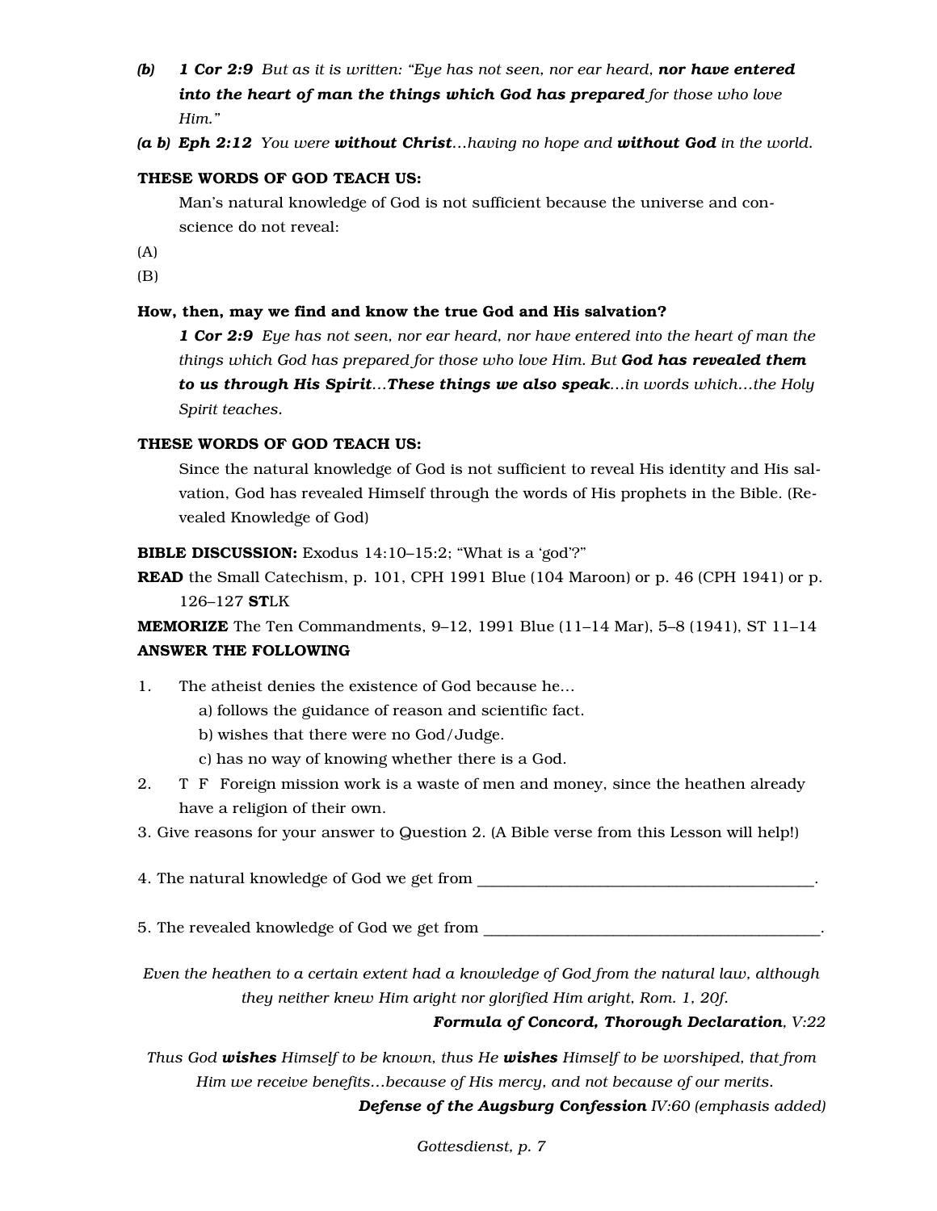*(b)* ***1 Cor 2:9*** *But as it is written: "Eye has not seen, nor ear heard,* ***nor have entered into the heart of man the things which God has prepared*** *for those who love Him."*

*(a b)* ***Eph 2:12*** *You were* ***without Christ****…having no hope and* ***without God*** *in the world.*

**THESE WORDS OF GOD TEACH US:**

Man's natural knowledge of God is not sufficient because the universe and conscience do not reveal:

(A)

(B)

**How, then, may we find and know the true God and His salvation?**

***1 Cor 2:9*** *Eye has not seen, nor ear heard, nor have entered into the heart of man the things which God has prepared for those who love Him. But* ***God has revealed them to us through His Spirit****…****These things we also speak****…in words which…the Holy Spirit teaches.*

**THESE WORDS OF GOD TEACH US:**

Since the natural knowledge of God is not sufficient to reveal His identity and His salvation, God has revealed Himself through the words of His prophets in the Bible. (Revealed Knowledge of God)

**BIBLE DISCUSSION:** Exodus 14:10–15:2; "What is a 'god'?"

**READ** the Small Catechism, p. 101, CPH 1991 Blue (104 Maroon) or p. 46 (CPH 1941) or p. 126–127 **ST**LK

**MEMORIZE** The Ten Commandments, 9–12, 1991 Blue (11–14 Mar), 5–8 (1941), ST 11–14

**ANSWER THE FOLLOWING**

1. The atheist denies the existence of God because he…
   - a) follows the guidance of reason and scientific fact.
   - b) wishes that there were no God/Judge.
   - c) has no way of knowing whether there is a God.
2. T F Foreign mission work is a waste of men and money, since the heathen already have a religion of their own.
3. Give reasons for your answer to Question 2. (A Bible verse from this Lesson will help!)
4. The natural knowledge of God we get from ___________________________________________.
5. The revealed knowledge of God we get from ___________________________________________.

*Even the heathen to a certain extent had a knowledge of God from the natural law, although they neither knew Him aright nor glorified Him aright, Rom. 1, 20f.*

***Formula of Concord, Thorough Declaration****, V:22*

*Thus God* ***wishes*** *Himself to be known, thus He* ***wishes*** *Himself to be worshiped, that from Him we receive benefits…because of His mercy, and not because of our merits.*

***Defense of the Augsburg Confession*** *IV:60 (emphasis added)*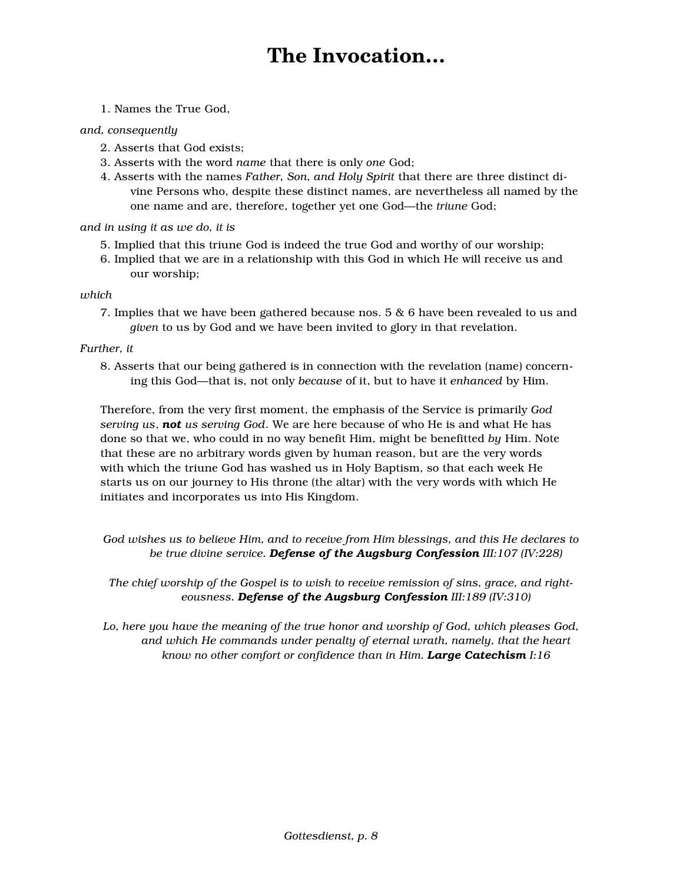# The Invocation...

1. Names the True God,

*and, consequently*

2. Asserts that God exists;
3. Asserts with the word *name* that there is only *one* God;
4. Asserts with the names *Father, Son, and Holy Spirit* that there are three distinct divine Persons who, despite these distinct names, are nevertheless all named by the one name and are, therefore, together yet one God—the *triune* God;

*and in using it as we do, it is*

5. Implied that this triune God is indeed the true God and worthy of our worship;
6. Implied that we are in a relationship with this God in which He will receive us and our worship;

*which*

7. Implies that we have been gathered because nos. 5 & 6 have been revealed to us and *given* to us by God and we have been invited to glory in that revelation.

*Further, it*

8. Asserts that our being gathered is in connection with the revelation (name) concerning this God—that is, not only *because* of it, but to have it *enhanced* by Him.

Therefore, from the very first moment, the emphasis of the Service is primarily *God serving us*, ***not*** *us serving God*. We are here because of who He is and what He has done so that we, who could in no way benefit Him, might be benefitted *by* Him. Note that these are no arbitrary words given by human reason, but are the very words with which the triune God has washed us in Holy Baptism, so that each week He starts us on our journey to His throne (the altar) with the very words with which He initiates and incorporates us into His Kingdom.

*God wishes us to believe Him, and to receive from Him blessings, and this He declares to be true divine service.* ***Defense of the Augsburg Confession*** *III:107 (IV:228)*

*The chief worship of the Gospel is to wish to receive remission of sins, grace, and righteousness.* ***Defense of the Augsburg Confession*** *III:189 (IV:310)*

*Lo, here you have the meaning of the true honor and worship of God, which pleases God, and which He commands under penalty of eternal wrath, namely, that the heart know no other comfort or confidence than in Him.* ***Large Catechism*** *I:16*